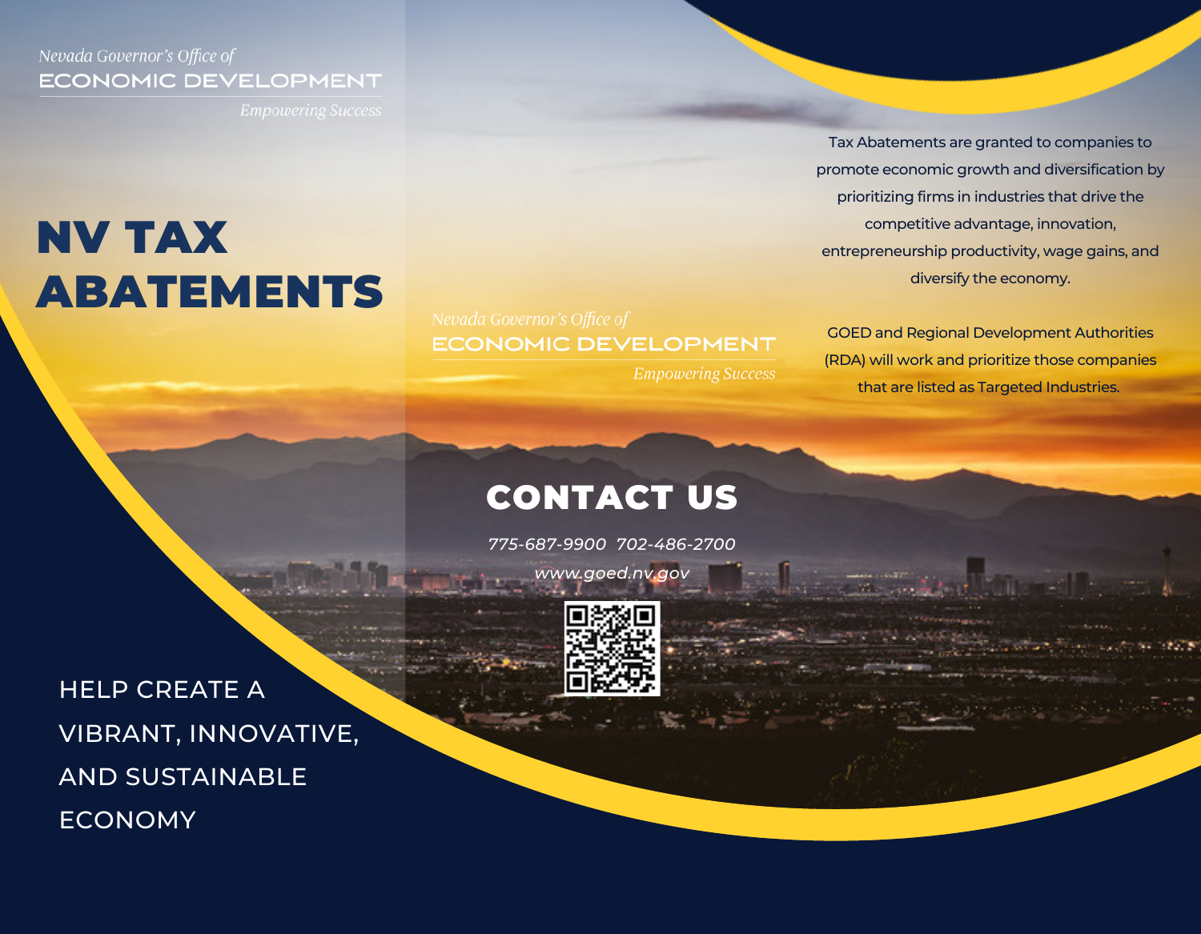*Nevada Governor's Office of*
ECONOMIC DEVELOPMENT
*Empowering Success*

# NV TAX ABATEMENTS

HELP CREATE A VIBRANT, INNOVATIVE, AND SUSTAINABLE ECONOMY

*Nevada Governor's Office of*
ECONOMIC DEVELOPMENT
*Empowering Success*

## CONTACT US

*775-687-9900 702-486-2700*

*www.goed.nv.gov*

Tax Abatements are granted to companies to promote economic growth and diversification by prioritizing firms in industries that drive the competitive advantage, innovation, entrepreneurship productivity, wage gains, and diversify the economy.

GOED and Regional Development Authorities (RDA) will work and prioritize those companies that are listed as Targeted Industries.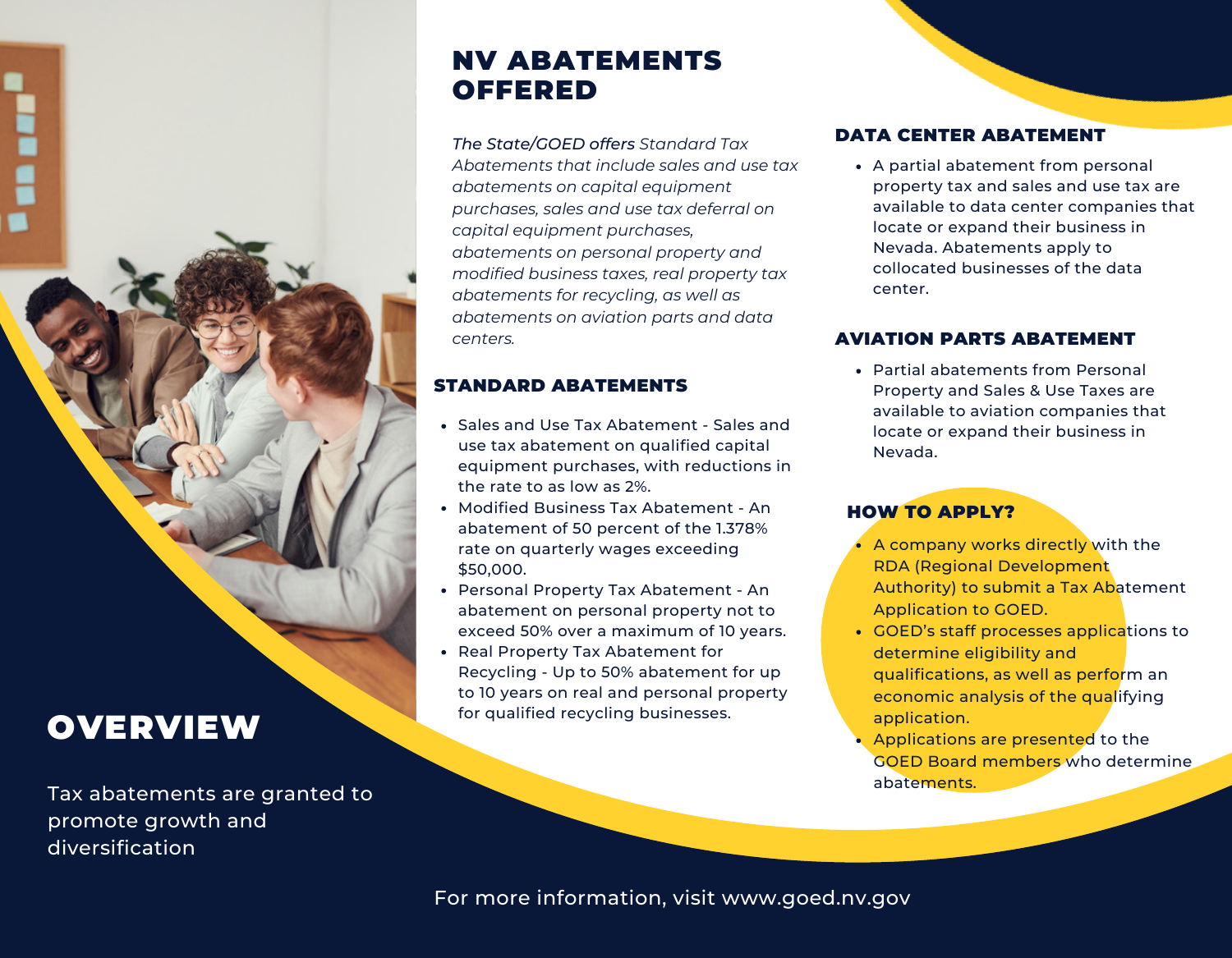# NV ABATEMENTS OFFERED

*The State/GOED offers Standard Tax Abatements that include sales and use tax abatements on capital equipment purchases, sales and use tax deferral on capital equipment purchases, abatements on personal property and modified business taxes, real property tax abatements for recycling, as well as abatements on aviation parts and data centers.*

## STANDARD ABATEMENTS

- Sales and Use Tax Abatement - Sales and use tax abatement on qualified capital equipment purchases, with reductions in the rate to as low as 2%.
- Modified Business Tax Abatement - An abatement of 50 percent of the 1.378% rate on quarterly wages exceeding $50,000.
- Personal Property Tax Abatement - An abatement on personal property not to exceed 50% over a maximum of 10 years.
- Real Property Tax Abatement for Recycling - Up to 50% abatement for up to 10 years on real and personal property for qualified recycling businesses.

## DATA CENTER ABATEMENT

- A partial abatement from personal property tax and sales and use tax are available to data center companies that locate or expand their business in Nevada. Abatements apply to collocated businesses of the data center.

## AVIATION PARTS ABATEMENT

- Partial abatements from Personal Property and Sales & Use Taxes are available to aviation companies that locate or expand their business in Nevada.

## HOW TO APPLY?

- A company works directly with the RDA (Regional Development Authority) to submit a Tax Abatement Application to GOED.
- GOED's staff processes applications to determine eligibility and qualifications, as well as perform an economic analysis of the qualifying application.
- Applications are presented to the GOED Board members who determine abatements.

# OVERVIEW

Tax abatements are granted to promote growth and diversification

For more information, visit www.goed.nv.gov